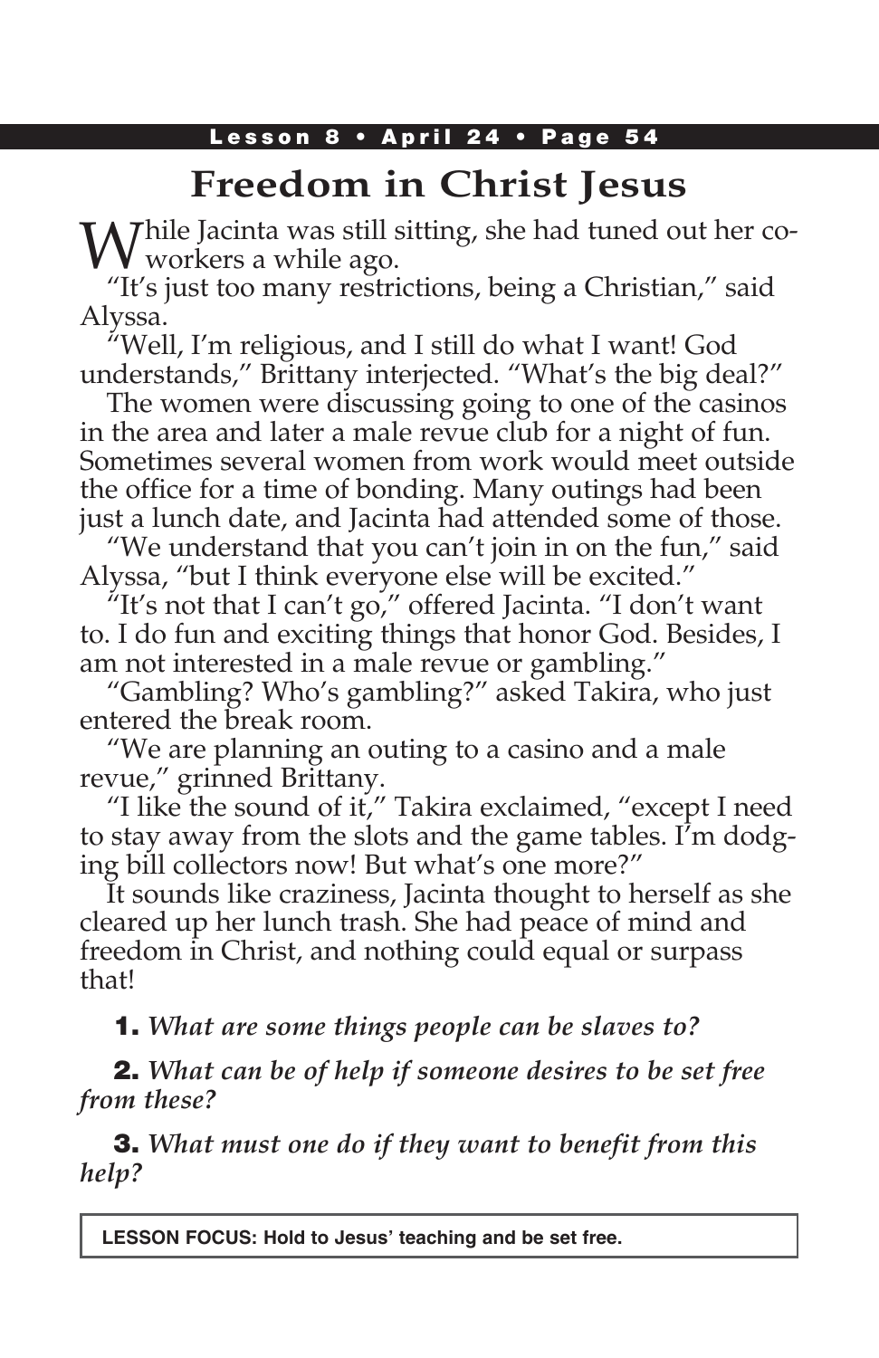# Freedom in Christ Jesus

While Jacinta was still sitting, she had tuned out her co-workers a while ago.

"It's just too many restrictions, being a Christian," said Alyssa.

"Well, I'm religious, and I still do what I want! God understands," Brittany interjected. "What's the big deal?"

The women were discussing going to one of the casinos in the area and later a male revue club for a night of fun. Sometimes several women from work would meet outside the office for a time of bonding. Many outings had been just a lunch date, and Jacinta had attended some of those.

"We understand that you can't join in on the fun," said Alyssa, "but I think everyone else will be excited."

"It's not that I can't go," offered Jacinta. "I don't want to. I do fun and exciting things that honor God. Besides, I am not interested in a male revue or gambling."

"Gambling? Who's gambling?" asked Takira, who just entered the break room.

"We are planning an outing to a casino and a male revue," grinned Brittany.

"I like the sound of it," Takira exclaimed, "except I need to stay away from the slots and the game tables. I'm dodging bill collectors now! But what's one more?"

It sounds like craziness, Jacinta thought to herself as she cleared up her lunch trash. She had peace of mind and freedom in Christ, and nothing could equal or surpass that!

**1.** *What are some things people can be slaves to?*

**2.** *What can be of help if someone desires to be set free from these?*

**3.** *What must one do if they want to benefit from this help?*

**LESSON FOCUS: Hold to Jesus' teaching and be set free.**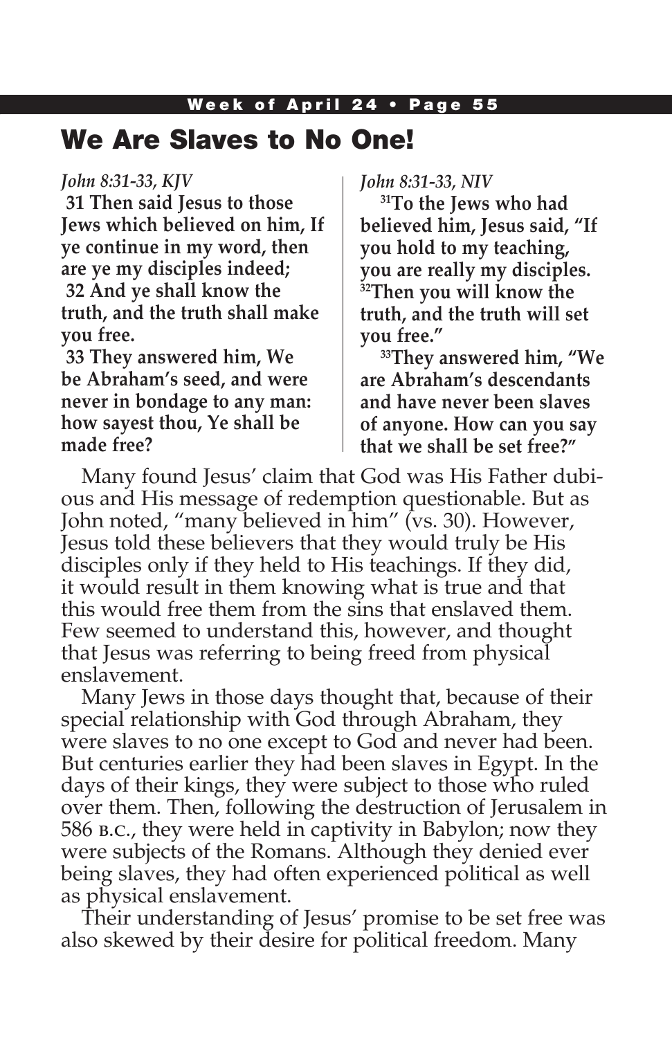# We Are Slaves to No One!

*John 8:31-33, KJV*

**31 Then said Jesus to those Jews which believed on him, If ye continue in my word, then are ye my disciples indeed;**
**32 And ye shall know the truth, and the truth shall make you free.**
**33 They answered him, We be Abraham's seed, and were never in bondage to any man: how sayest thou, Ye shall be made free?**

*John 8:31-33, NIV*

**31 To the Jews who had believed him, Jesus said, "If you hold to my teaching, you are really my disciples. 32 Then you will know the truth, and the truth will set you free."**

**33 They answered him, "We are Abraham's descendants and have never been slaves of anyone. How can you say that we shall be set free?"**

Many found Jesus' claim that God was His Father dubious and His message of redemption questionable. But as John noted, "many believed in him" (vs. 30). However, Jesus told these believers that they would truly be His disciples only if they held to His teachings. If they did, it would result in them knowing what is true and that this would free them from the sins that enslaved them. Few seemed to understand this, however, and thought that Jesus was referring to being freed from physical enslavement.

Many Jews in those days thought that, because of their special relationship with God through Abraham, they were slaves to no one except to God and never had been. But centuries earlier they had been slaves in Egypt. In the days of their kings, they were subject to those who ruled over them. Then, following the destruction of Jerusalem in 586 B.C., they were held in captivity in Babylon; now they were subjects of the Romans. Although they denied ever being slaves, they had often experienced political as well as physical enslavement.

Their understanding of Jesus' promise to be set free was also skewed by their desire for political freedom. Many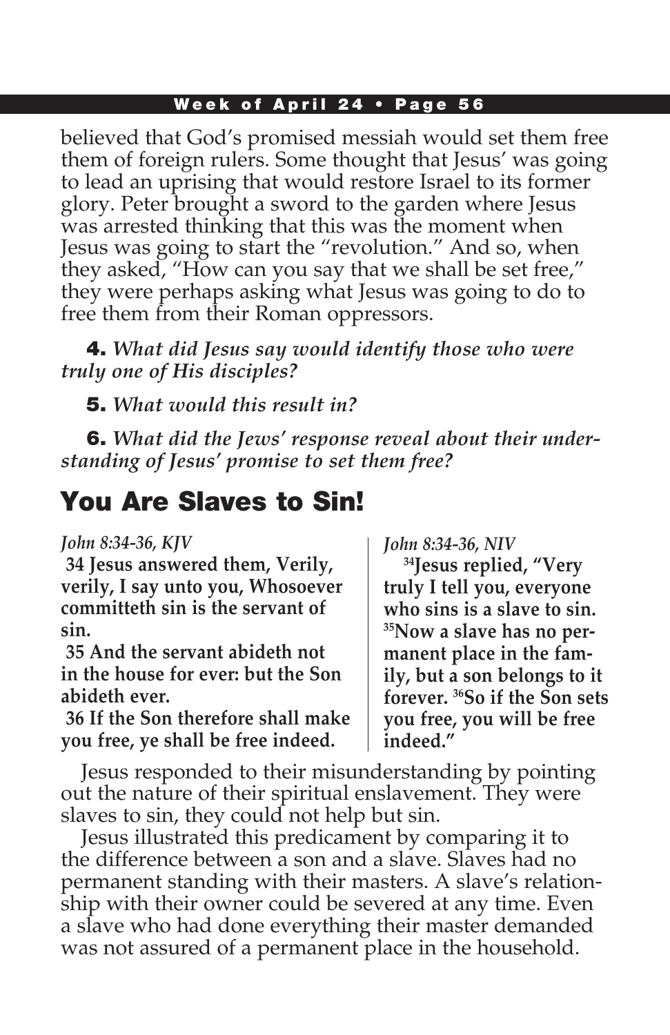believed that God's promised messiah would set them free them of foreign rulers. Some thought that Jesus' was going to lead an uprising that would restore Israel to its former glory. Peter brought a sword to the garden where Jesus was arrested thinking that this was the moment when Jesus was going to start the "revolution." And so, when they asked, "How can you say that we shall be set free," they were perhaps asking what Jesus was going to do to free them from their Roman oppressors.

**4.** *What did Jesus say would identify those who were truly one of His disciples?*

**5.** *What would this result in?*

**6.** *What did the Jews' response reveal about their understanding of Jesus' promise to set them free?*

## You Are Slaves to Sin!

*John 8:34-36, KJV*

**34 Jesus answered them, Verily, verily, I say unto you, Whosoever committeth sin is the servant of sin.**

**35 And the servant abideth not in the house for ever: but the Son abideth ever.**

**36 If the Son therefore shall make you free, ye shall be free indeed.**

*John 8:34-36, NIV*

**34 Jesus replied, "Very truly I tell you, everyone who sins is a slave to sin. 35 Now a slave has no permanent place in the family, but a son belongs to it forever. 36 So if the Son sets you free, you will be free indeed."**

Jesus responded to their misunderstanding by pointing out the nature of their spiritual enslavement. They were slaves to sin, they could not help but sin.

Jesus illustrated this predicament by comparing it to the difference between a son and a slave. Slaves had no permanent standing with their masters. A slave's relationship with their owner could be severed at any time. Even a slave who had done everything their master demanded was not assured of a permanent place in the household.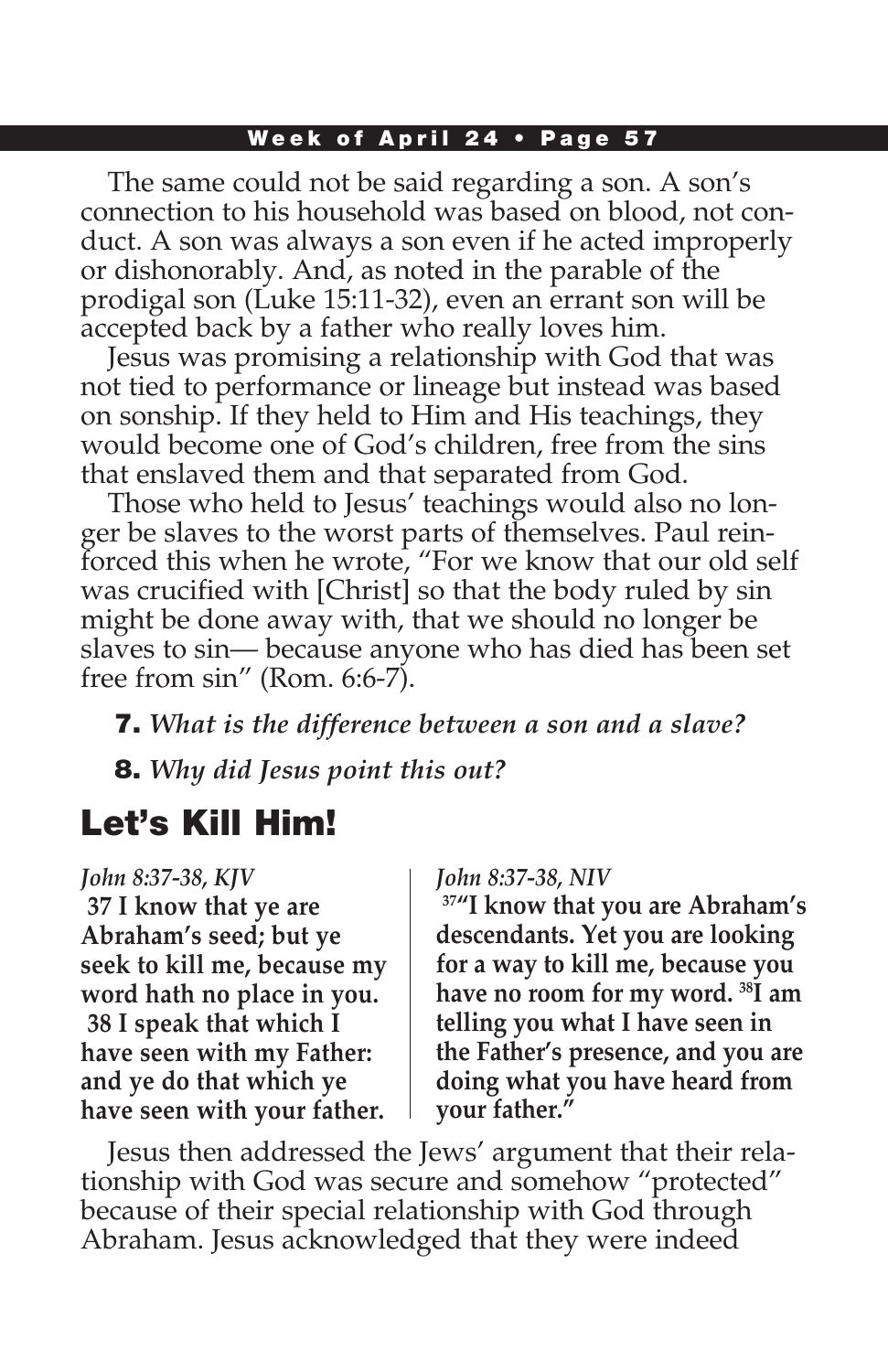The same could not be said regarding a son. A son's connection to his household was based on blood, not conduct. A son was always a son even if he acted improperly or dishonorably. And, as noted in the parable of the prodigal son (Luke 15:11-32), even an errant son will be accepted back by a father who really loves him.

Jesus was promising a relationship with God that was not tied to performance or lineage but instead was based on sonship. If they held to Him and His teachings, they would become one of God's children, free from the sins that enslaved them and that separated from God.

Those who held to Jesus' teachings would also no longer be slaves to the worst parts of themselves. Paul reinforced this when he wrote, "For we know that our old self was crucified with [Christ] so that the body ruled by sin might be done away with, that we should no longer be slaves to sin— because anyone who has died has been set free from sin" (Rom. 6:6-7).

**7.** *What is the difference between a son and a slave?*

**8.** *Why did Jesus point this out?*

## Let's Kill Him!

*John 8:37-38, KJV*

**37 I know that ye are Abraham's seed; but ye seek to kill me, because my word hath no place in you.**
**38 I speak that which I have seen with my Father: and ye do that which ye have seen with your father.**

*John 8:37-38, NIV*

**37 "I know that you are Abraham's descendants. Yet you are looking for a way to kill me, because you have no room for my word. 38 I am telling you what I have seen in the Father's presence, and you are doing what you have heard from your father."**

Jesus then addressed the Jews' argument that their relationship with God was secure and somehow "protected" because of their special relationship with God through Abraham. Jesus acknowledged that they were indeed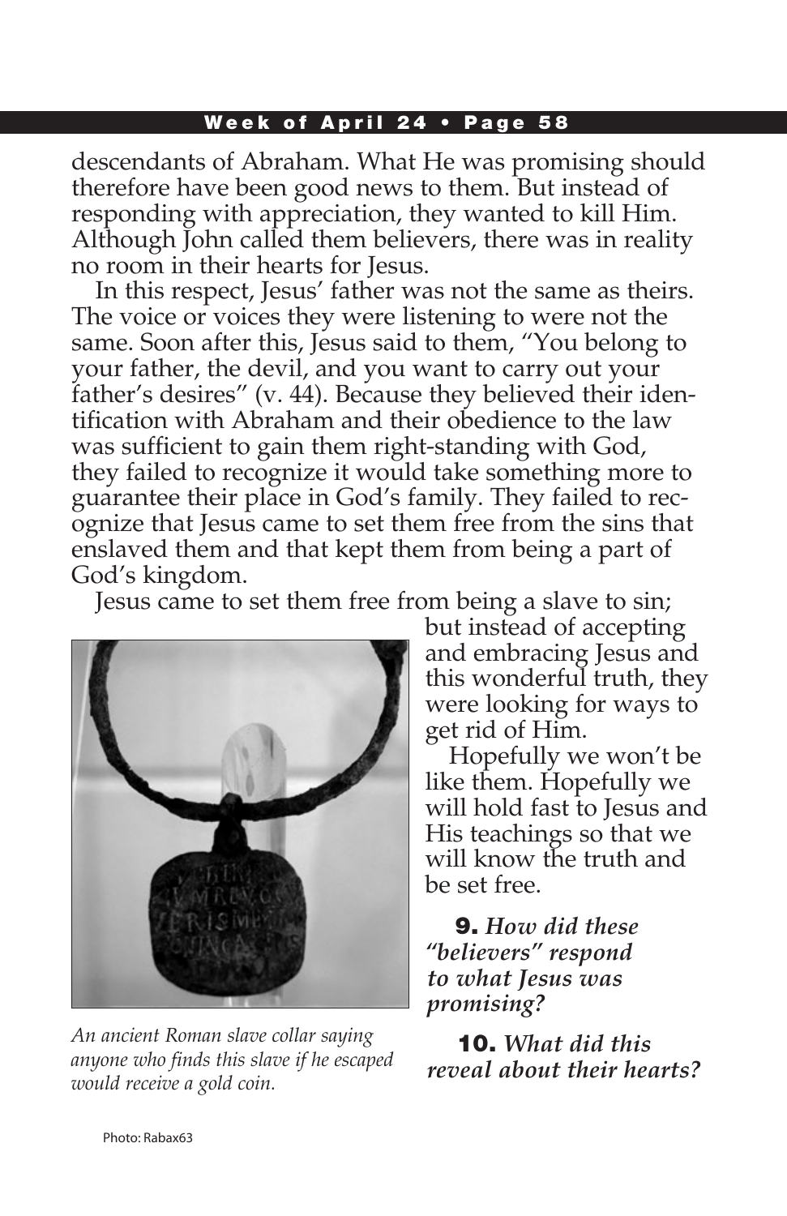descendants of Abraham. What He was promising should therefore have been good news to them. But instead of responding with appreciation, they wanted to kill Him. Although John called them believers, there was in reality no room in their hearts for Jesus.

In this respect, Jesus' father was not the same as theirs. The voice or voices they were listening to were not the same. Soon after this, Jesus said to them, "You belong to your father, the devil, and you want to carry out your father's desires" (v. 44). Because they believed their identification with Abraham and their obedience to the law was sufficient to gain them right-standing with God, they failed to recognize it would take something more to guarantee their place in God's family. They failed to recognize that Jesus came to set them free from the sins that enslaved them and that kept them from being a part of God's kingdom.

Jesus came to set them free from being a slave to sin; but instead of accepting and embracing Jesus and this wonderful truth, they were looking for ways to get rid of Him.

Hopefully we won't be like them. Hopefully we will hold fast to Jesus and His teachings so that we will know the truth and be set free.

*An ancient Roman slave collar saying anyone who finds this slave if he escaped would receive a gold coin.*

Photo: Rabax63

**9.** ***How did these "believers" respond to what Jesus was promising?***

**10.** ***What did this reveal about their hearts?***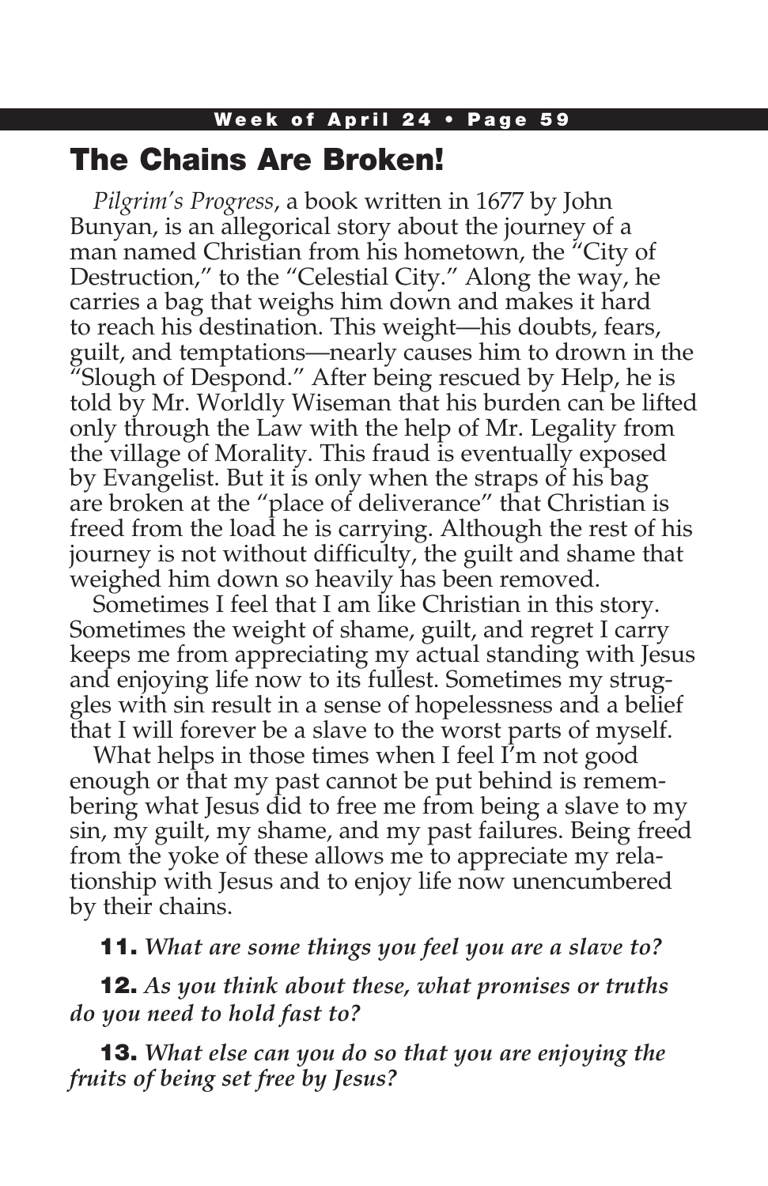## The Chains Are Broken!

*Pilgrim's Progress*, a book written in 1677 by John Bunyan, is an allegorical story about the journey of a man named Christian from his hometown, the "City of Destruction," to the "Celestial City." Along the way, he carries a bag that weighs him down and makes it hard to reach his destination. This weight—his doubts, fears, guilt, and temptations—nearly causes him to drown in the "Slough of Despond." After being rescued by Help, he is told by Mr. Worldly Wiseman that his burden can be lifted only through the Law with the help of Mr. Legality from the village of Morality. This fraud is eventually exposed by Evangelist. But it is only when the straps of his bag are broken at the "place of deliverance" that Christian is freed from the load he is carrying. Although the rest of his journey is not without difficulty, the guilt and shame that weighed him down so heavily has been removed.

Sometimes I feel that I am like Christian in this story. Sometimes the weight of shame, guilt, and regret I carry keeps me from appreciating my actual standing with Jesus and enjoying life now to its fullest. Sometimes my struggles with sin result in a sense of hopelessness and a belief that I will forever be a slave to the worst parts of myself.

What helps in those times when I feel I'm not good enough or that my past cannot be put behind is remembering what Jesus did to free me from being a slave to my sin, my guilt, my shame, and my past failures. Being freed from the yoke of these allows me to appreciate my relationship with Jesus and to enjoy life now unencumbered by their chains.

**11.** *What are some things you feel you are a slave to?*

**12.** *As you think about these, what promises or truths do you need to hold fast to?*

**13.** *What else can you do so that you are enjoying the fruits of being set free by Jesus?*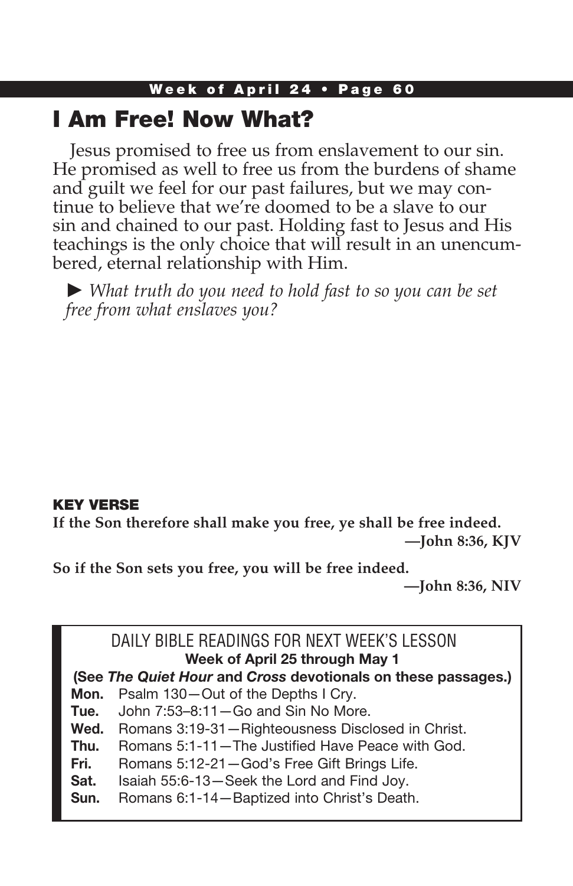# I Am Free! Now What?

Jesus promised to free us from enslavement to our sin. He promised as well to free us from the burdens of shame and guilt we feel for our past failures, but we may continue to believe that we're doomed to be a slave to our sin and chained to our past. Holding fast to Jesus and His teachings is the only choice that will result in an unencumbered, eternal relationship with Him.

► *What truth do you need to hold fast to so you can be set free from what enslaves you?*

### KEY VERSE

**If the Son therefore shall make you free, ye shall be free indeed.**
**—John 8:36, KJV**

**So if the Son sets you free, you will be free indeed.**
**—John 8:36, NIV**

## DAILY BIBLE READINGS FOR NEXT WEEK'S LESSON

**Week of April 25 through May 1**

**(See *The Quiet Hour* and *Cross* devotionals on these passages.)**

**Mon.** Psalm 130—Out of the Depths I Cry.
**Tue.** John 7:53–8:11—Go and Sin No More.
**Wed.** Romans 3:19-31—Righteousness Disclosed in Christ.
**Thu.** Romans 5:1-11—The Justified Have Peace with God.
**Fri.** Romans 5:12-21—God's Free Gift Brings Life.
**Sat.** Isaiah 55:6-13—Seek the Lord and Find Joy.
**Sun.** Romans 6:1-14—Baptized into Christ's Death.